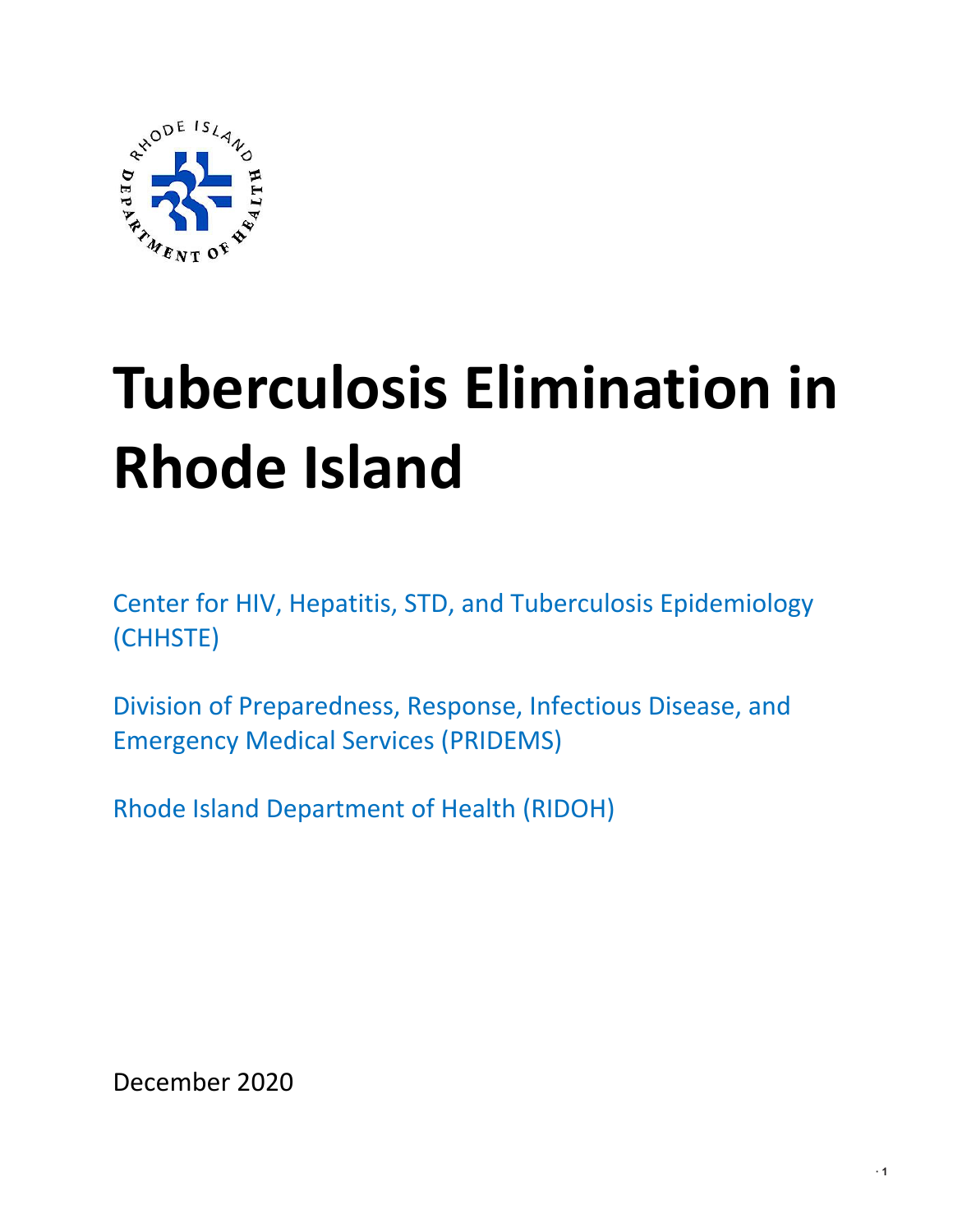# Tuberculosis Elimination in Rhode Island

Center for HIV, Hepatitis, STD, and Tuberculosis Epidemiology (CHHSTE)

Division of Preparedness, Response, Infectious Disease, and Emergency Medical Services (PRIDEMS)

Rhode Island Department of Health (RIDOH)

December 2020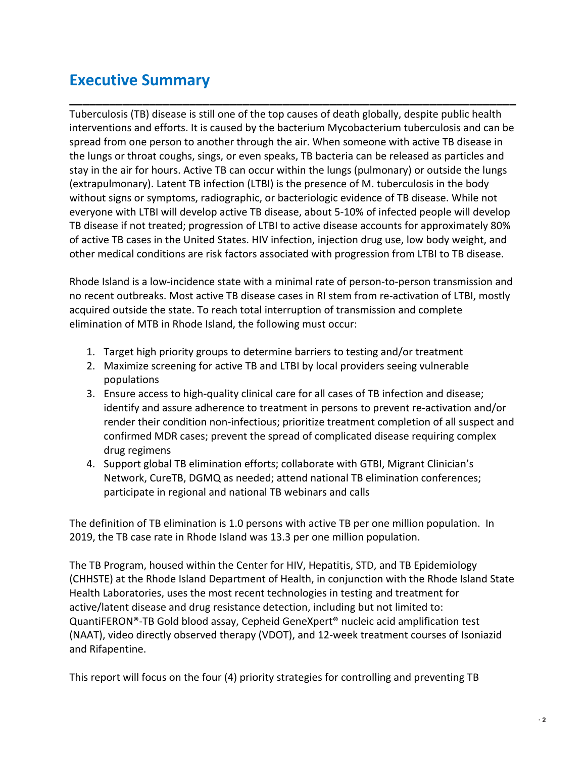## Executive Summary

Tuberculosis (TB) disease is still one of the top causes of death globally, despite public health interventions and efforts. It is caused by the bacterium Mycobacterium tuberculosis and can be spread from one person to another through the air. When someone with active TB disease in the lungs or throat coughs, sings, or even speaks, TB bacteria can be released as particles and stay in the air for hours. Active TB can occur within the lungs (pulmonary) or outside the lungs (extrapulmonary). Latent TB infection (LTBI) is the presence of M. tuberculosis in the body without signs or symptoms, radiographic, or bacteriologic evidence of TB disease. While not everyone with LTBI will develop active TB disease, about 5-10% of infected people will develop TB disease if not treated; progression of LTBI to active disease accounts for approximately 80% of active TB cases in the United States. HIV infection, injection drug use, low body weight, and other medical conditions are risk factors associated with progression from LTBI to TB disease.

Rhode Island is a low-incidence state with a minimal rate of person-to-person transmission and no recent outbreaks. Most active TB disease cases in RI stem from re-activation of LTBI, mostly acquired outside the state. To reach total interruption of transmission and complete elimination of MTB in Rhode Island, the following must occur:

1. Target high priority groups to determine barriers to testing and/or treatment
2. Maximize screening for active TB and LTBI by local providers seeing vulnerable populations
3. Ensure access to high-quality clinical care for all cases of TB infection and disease; identify and assure adherence to treatment in persons to prevent re-activation and/or render their condition non-infectious; prioritize treatment completion of all suspect and confirmed MDR cases; prevent the spread of complicated disease requiring complex drug regimens
4. Support global TB elimination efforts; collaborate with GTBI, Migrant Clinician's Network, CureTB, DGMQ as needed; attend national TB elimination conferences; participate in regional and national TB webinars and calls

The definition of TB elimination is 1.0 persons with active TB per one million population. In 2019, the TB case rate in Rhode Island was 13.3 per one million population.

The TB Program, housed within the Center for HIV, Hepatitis, STD, and TB Epidemiology (CHHSTE) at the Rhode Island Department of Health, in conjunction with the Rhode Island State Health Laboratories, uses the most recent technologies in testing and treatment for active/latent disease and drug resistance detection, including but not limited to: QuantiFERON®-TB Gold blood assay, Cepheid GeneXpert® nucleic acid amplification test (NAAT), video directly observed therapy (VDOT), and 12-week treatment courses of Isoniazid and Rifapentine.

This report will focus on the four (4) priority strategies for controlling and preventing TB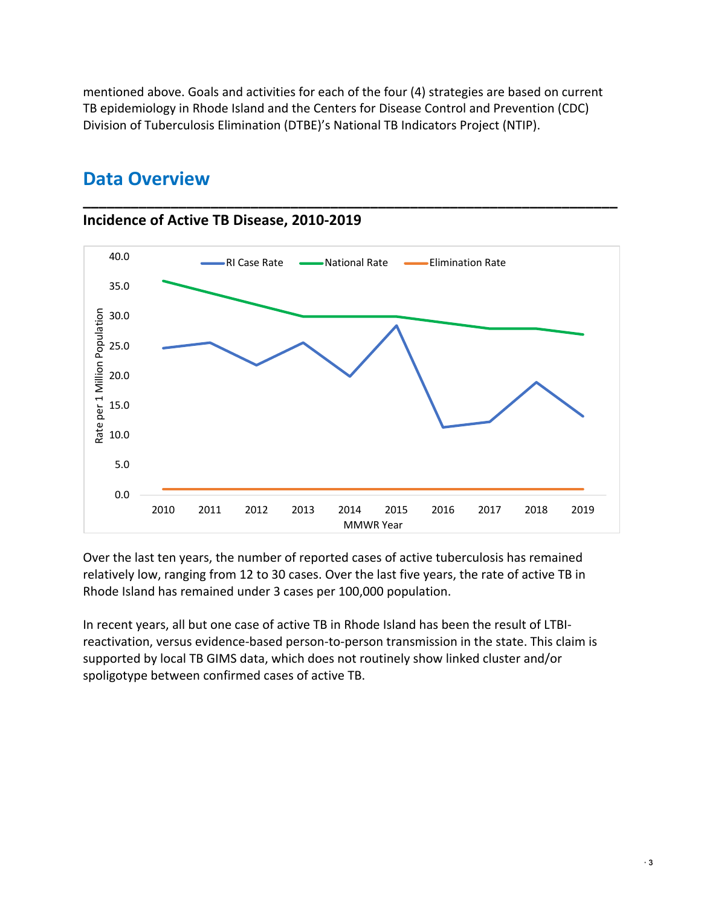mentioned above. Goals and activities for each of the four (4) strategies are based on current TB epidemiology in Rhode Island and the Centers for Disease Control and Prevention (CDC) Division of Tuberculosis Elimination (DTBE)'s National TB Indicators Project (NTIP).

## Data Overview

### Incidence of Active TB Disease, 2010-2019

Over the last ten years, the number of reported cases of active tuberculosis has remained relatively low, ranging from 12 to 30 cases. Over the last five years, the rate of active TB in Rhode Island has remained under 3 cases per 100,000 population.

In recent years, all but one case of active TB in Rhode Island has been the result of LTBI-reactivation, versus evidence-based person-to-person transmission in the state. This claim is supported by local TB GIMS data, which does not routinely show linked cluster and/or spoligotype between confirmed cases of active TB.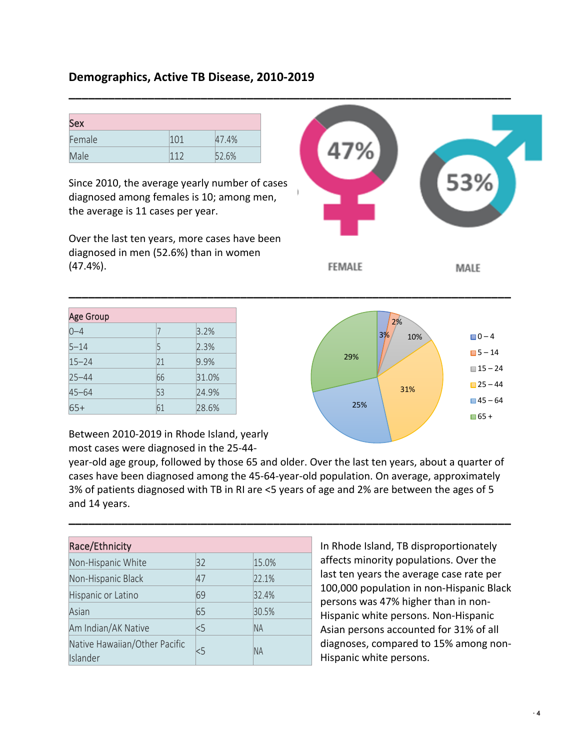## Demographics, Active TB Disease, 2010-2019

| Sex | | |
|---|---|---|
| Female | 101 | 47.4% |
| Male | 112 | 52.6% |

Since 2010, the average yearly number of cases diagnosed among females is 10; among men, the average is 11 cases per year.

Over the last ten years, more cases have been diagnosed in men (52.6%) than in women (47.4%).

47%

FEMALE

53%

MALE

| Age Group | | |
|---|---|---|
| 0–4 | 7 | 3.2% |
| 5–14 | 5 | 2.3% |
| 15–24 | 21 | 9.9% |
| 25–44 | 66 | 31.0% |
| 45–64 | 53 | 24.9% |
| 65+ | 61 | 28.6% |

Between 2010-2019 in Rhode Island, yearly most cases were diagnosed in the 25-44-year-old age group, followed by those 65 and older. Over the last ten years, about a quarter of cases have been diagnosed among the 45-64-year-old population. On average, approximately 3% of patients diagnosed with TB in RI are <5 years of age and 2% are between the ages of 5 and 14 years.

| Race/Ethnicity | | |
|---|---|---|
| Non-Hispanic White | 32 | 15.0% |
| Non-Hispanic Black | 47 | 22.1% |
| Hispanic or Latino | 69 | 32.4% |
| Asian | 65 | 30.5% |
| Am Indian/AK Native | <5 | NA |
| Native Hawaiian/Other Pacific Islander | <5 | NA |

In Rhode Island, TB disproportionately affects minority populations. Over the last ten years the average case rate per 100,000 population in non-Hispanic Black persons was 47% higher than in non-Hispanic white persons. Non-Hispanic Asian persons accounted for 31% of all diagnoses, compared to 15% among non-Hispanic white persons.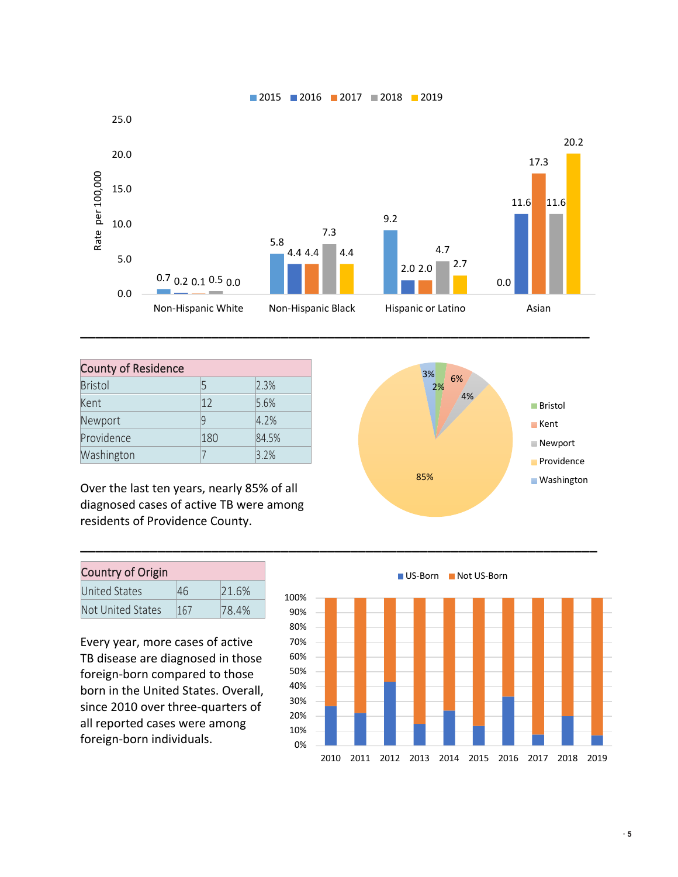| County of Residence | | |
|---|---|---|
| Bristol | 5 | 2.3% |
| Kent | 12 | 5.6% |
| Newport | 9 | 4.2% |
| Providence | 180 | 84.5% |
| Washington | 7 | 3.2% |

Over the last ten years, nearly 85% of all diagnosed cases of active TB were among residents of Providence County.

---

| Country of Origin | | |
|---|---|---|
| United States | 46 | 21.6% |
| Not United States | 167 | 78.4% |

Every year, more cases of active TB disease are diagnosed in those foreign-born compared to those born in the United States. Overall, since 2010 over three-quarters of all reported cases were among foreign-born individuals.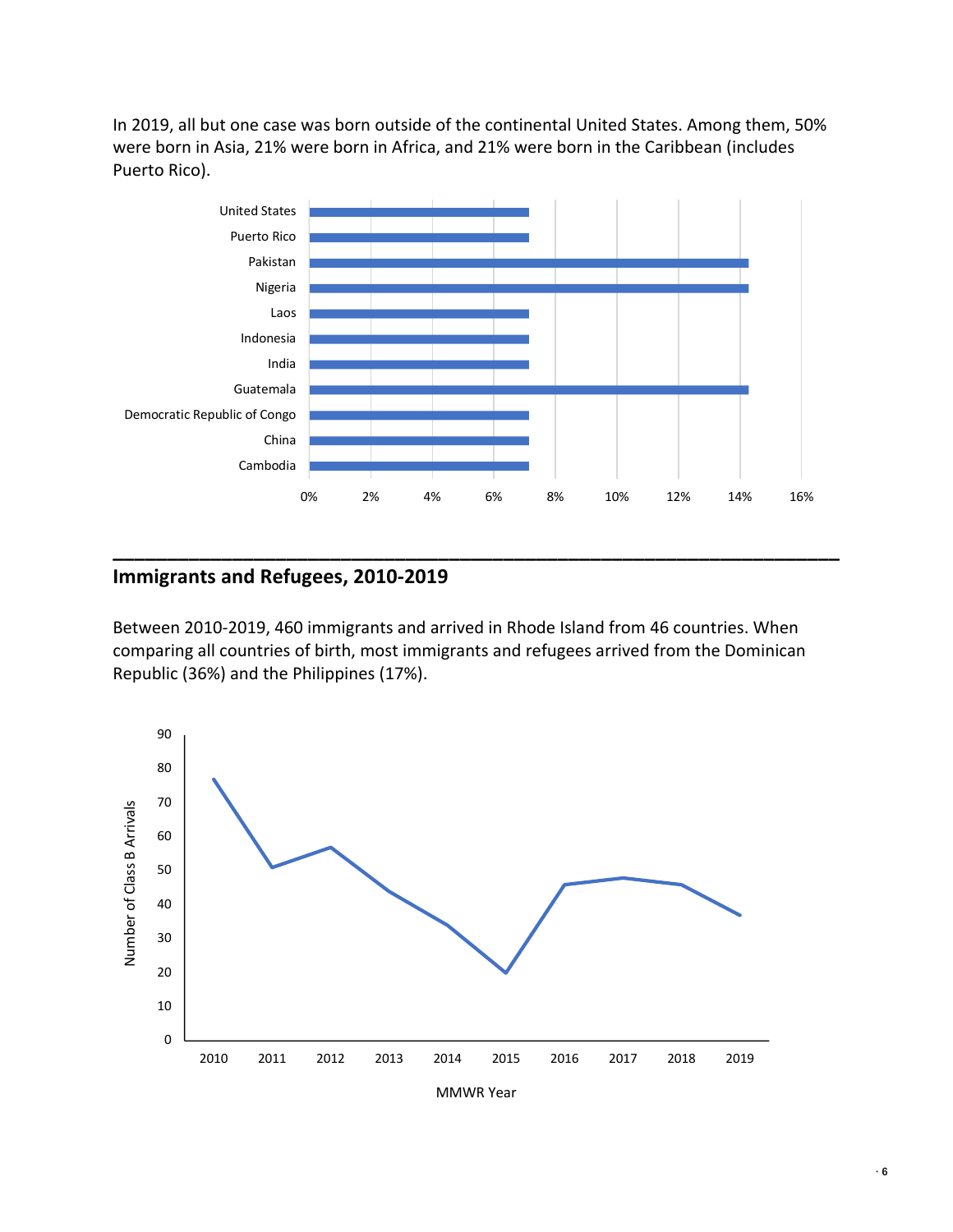In 2019, all but one case was born outside of the continental United States. Among them, 50% were born in Asia, 21% were born in Africa, and 21% were born in the Caribbean (includes Puerto Rico).

| Country | Percent |
|---|---|
| United States | 7% |
| Puerto Rico | 7% |
| Pakistan | 14% |
| Nigeria | 14% |
| Laos | 7% |
| Indonesia | 7% |
| India | 7% |
| Guatemala | 14% |
| Democratic Republic of Congo | 7% |
| China | 7% |
| Cambodia | 7% |

## Immigrants and Refugees, 2010-2019

Between 2010-2019, 460 immigrants and arrived in Rhode Island from 46 countries. When comparing all countries of birth, most immigrants and refugees arrived from the Dominican Republic (36%) and the Philippines (17%).

| MMWR Year | Number of Class B Arrivals |
|---|---|
| 2010 | 77 |
| 2011 | 51 |
| 2012 | 57 |
| 2013 | 44 |
| 2014 | 34 |
| 2015 | 20 |
| 2016 | 46 |
| 2017 | 48 |
| 2018 | 46 |
| 2019 | 37 |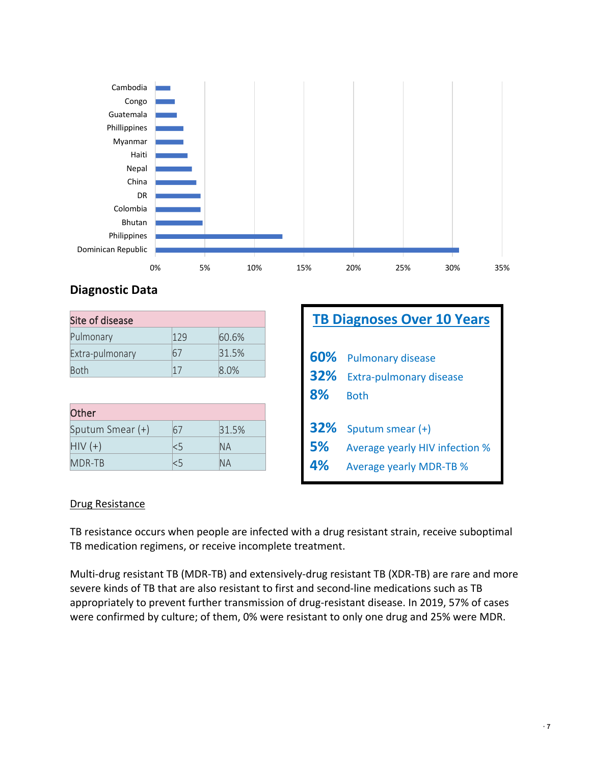Cambodia
Congo
Guatemala
Phillippines
Myanmar
Haiti
Nepal
China
DR
Colombia
Bhutan
Philippines
Dominican Republic

0% 5% 10% 15% 20% 25% 30% 35%

## Diagnostic Data

| Site of disease | | |
|---|---|---|
| Pulmonary | 129 | 60.6% |
| Extra-pulmonary | 67 | 31.5% |
| Both | 17 | 8.0% |

| Other | | |
|---|---|---|
| Sputum Smear (+) | 67 | 31.5% |
| HIV (+) | <5 | NA |
| MDR-TB | <5 | NA |

**TB Diagnoses Over 10 Years**

**60%** Pulmonary disease
**32%** Extra-pulmonary disease
**8%** Both

**32%** Sputum smear (+)
**5%** Average yearly HIV infection %
**4%** Average yearly MDR-TB %

Drug Resistance

TB resistance occurs when people are infected with a drug resistant strain, receive suboptimal TB medication regimens, or receive incomplete treatment.

Multi-drug resistant TB (MDR-TB) and extensively-drug resistant TB (XDR-TB) are rare and more severe kinds of TB that are also resistant to first and second-line medications such as TB appropriately to prevent further transmission of drug-resistant disease. In 2019, 57% of cases were confirmed by culture; of them, 0% were resistant to only one drug and 25% were MDR.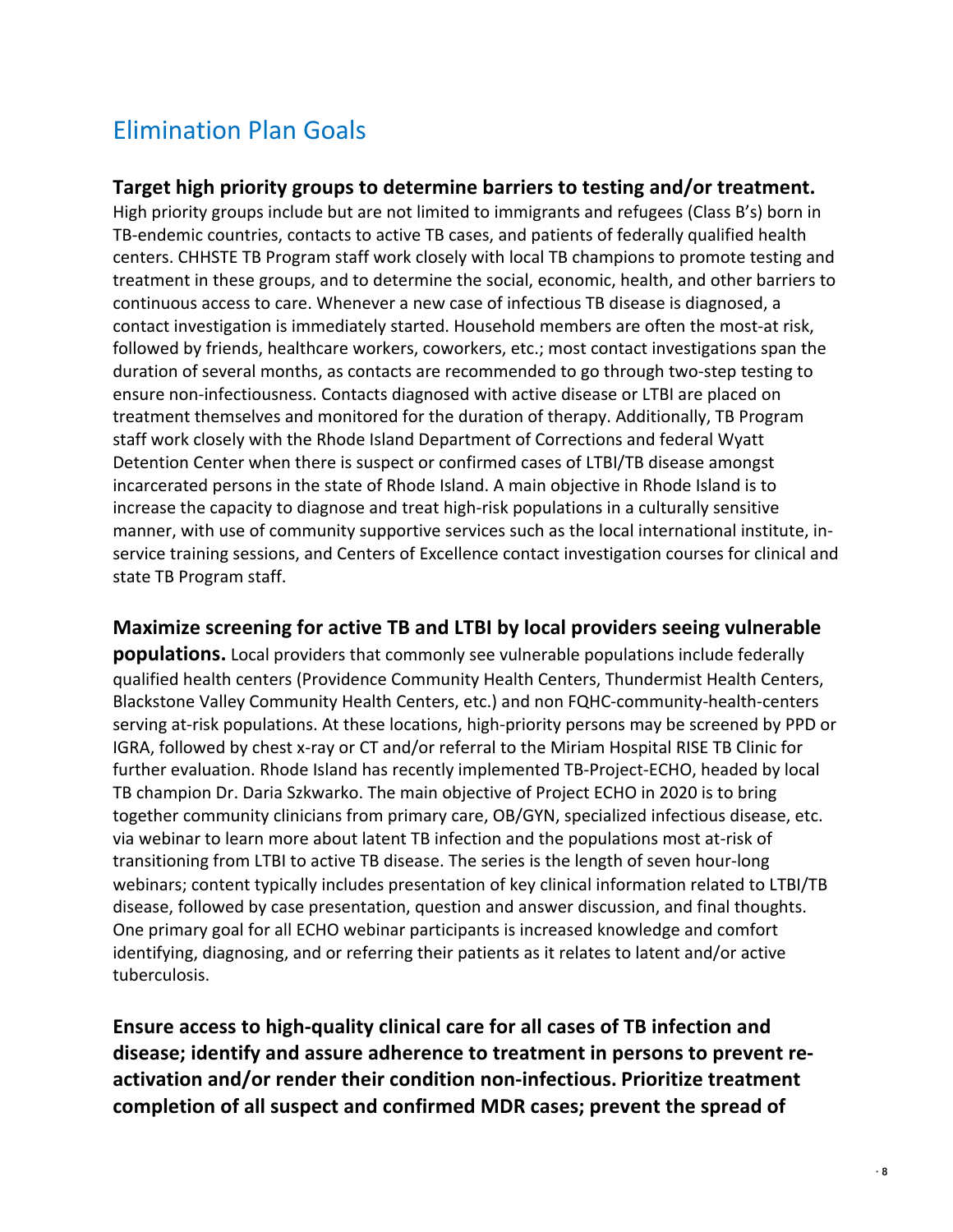## Elimination Plan Goals

**Target high priority groups to determine barriers to testing and/or treatment.** High priority groups include but are not limited to immigrants and refugees (Class B's) born in TB-endemic countries, contacts to active TB cases, and patients of federally qualified health centers. CHHSTE TB Program staff work closely with local TB champions to promote testing and treatment in these groups, and to determine the social, economic, health, and other barriers to continuous access to care. Whenever a new case of infectious TB disease is diagnosed, a contact investigation is immediately started. Household members are often the most-at risk, followed by friends, healthcare workers, coworkers, etc.; most contact investigations span the duration of several months, as contacts are recommended to go through two-step testing to ensure non-infectiousness. Contacts diagnosed with active disease or LTBI are placed on treatment themselves and monitored for the duration of therapy. Additionally, TB Program staff work closely with the Rhode Island Department of Corrections and federal Wyatt Detention Center when there is suspect or confirmed cases of LTBI/TB disease amongst incarcerated persons in the state of Rhode Island. A main objective in Rhode Island is to increase the capacity to diagnose and treat high-risk populations in a culturally sensitive manner, with use of community supportive services such as the local international institute, in-service training sessions, and Centers of Excellence contact investigation courses for clinical and state TB Program staff.

**Maximize screening for active TB and LTBI by local providers seeing vulnerable populations.** Local providers that commonly see vulnerable populations include federally qualified health centers (Providence Community Health Centers, Thundermist Health Centers, Blackstone Valley Community Health Centers, etc.) and non FQHC-community-health-centers serving at-risk populations. At these locations, high-priority persons may be screened by PPD or IGRA, followed by chest x-ray or CT and/or referral to the Miriam Hospital RISE TB Clinic for further evaluation. Rhode Island has recently implemented TB-Project-ECHO, headed by local TB champion Dr. Daria Szkwarko. The main objective of Project ECHO in 2020 is to bring together community clinicians from primary care, OB/GYN, specialized infectious disease, etc. via webinar to learn more about latent TB infection and the populations most at-risk of transitioning from LTBI to active TB disease. The series is the length of seven hour-long webinars; content typically includes presentation of key clinical information related to LTBI/TB disease, followed by case presentation, question and answer discussion, and final thoughts. One primary goal for all ECHO webinar participants is increased knowledge and comfort identifying, diagnosing, and or referring their patients as it relates to latent and/or active tuberculosis.

**Ensure access to high-quality clinical care for all cases of TB infection and disease; identify and assure adherence to treatment in persons to prevent re-activation and/or render their condition non-infectious. Prioritize treatment completion of all suspect and confirmed MDR cases; prevent the spread of**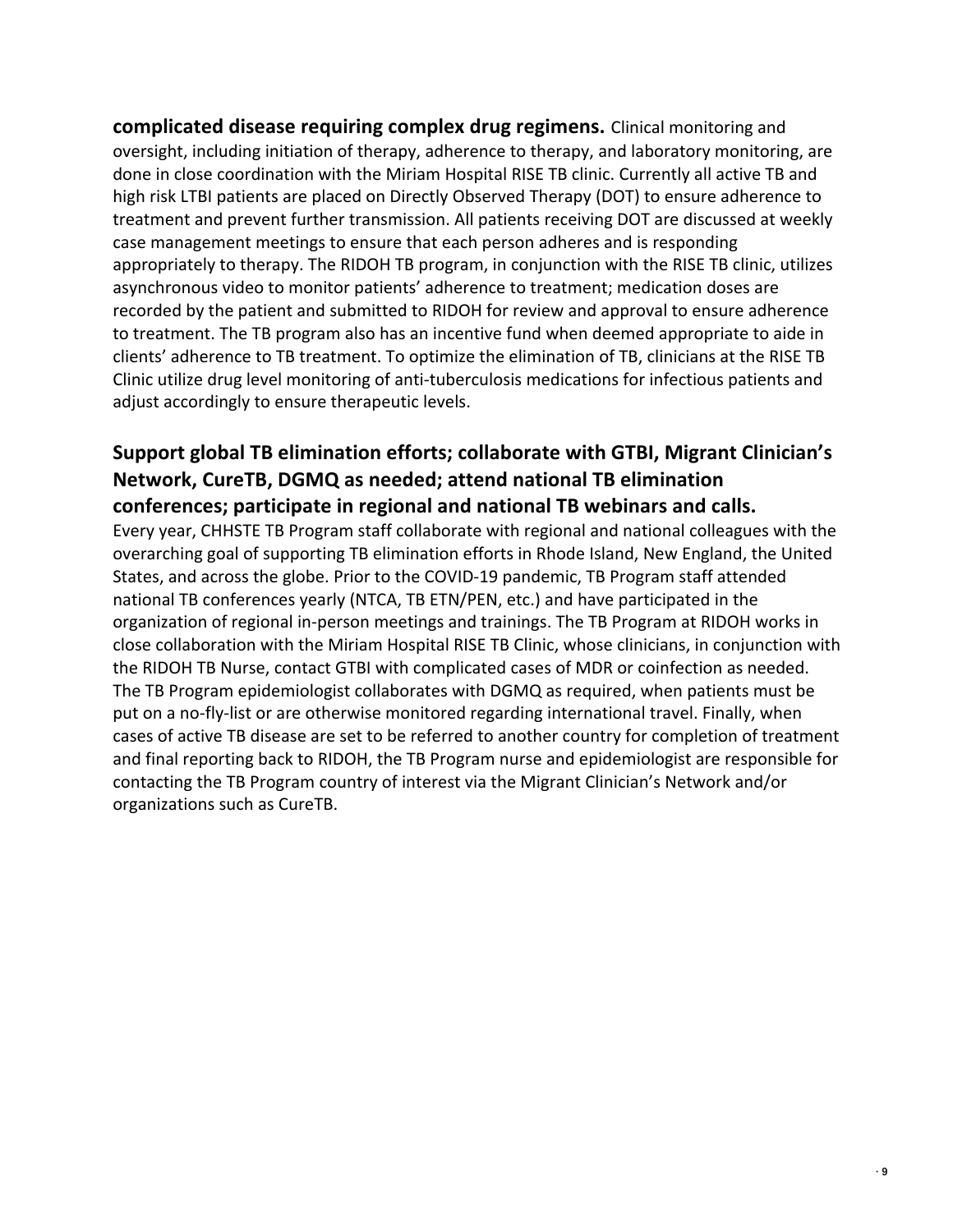**complicated disease requiring complex drug regimens.** Clinical monitoring and oversight, including initiation of therapy, adherence to therapy, and laboratory monitoring, are done in close coordination with the Miriam Hospital RISE TB clinic. Currently all active TB and high risk LTBI patients are placed on Directly Observed Therapy (DOT) to ensure adherence to treatment and prevent further transmission. All patients receiving DOT are discussed at weekly case management meetings to ensure that each person adheres and is responding appropriately to therapy. The RIDOH TB program, in conjunction with the RISE TB clinic, utilizes asynchronous video to monitor patients' adherence to treatment; medication doses are recorded by the patient and submitted to RIDOH for review and approval to ensure adherence to treatment. The TB program also has an incentive fund when deemed appropriate to aide in clients' adherence to TB treatment. To optimize the elimination of TB, clinicians at the RISE TB Clinic utilize drug level monitoring of anti-tuberculosis medications for infectious patients and adjust accordingly to ensure therapeutic levels.

## Support global TB elimination efforts; collaborate with GTBI, Migrant Clinician's Network, CureTB, DGMQ as needed; attend national TB elimination conferences; participate in regional and national TB webinars and calls.

Every year, CHHSTE TB Program staff collaborate with regional and national colleagues with the overarching goal of supporting TB elimination efforts in Rhode Island, New England, the United States, and across the globe. Prior to the COVID-19 pandemic, TB Program staff attended national TB conferences yearly (NTCA, TB ETN/PEN, etc.) and have participated in the organization of regional in-person meetings and trainings. The TB Program at RIDOH works in close collaboration with the Miriam Hospital RISE TB Clinic, whose clinicians, in conjunction with the RIDOH TB Nurse, contact GTBI with complicated cases of MDR or coinfection as needed. The TB Program epidemiologist collaborates with DGMQ as required, when patients must be put on a no-fly-list or are otherwise monitored regarding international travel. Finally, when cases of active TB disease are set to be referred to another country for completion of treatment and final reporting back to RIDOH, the TB Program nurse and epidemiologist are responsible for contacting the TB Program country of interest via the Migrant Clinician's Network and/or organizations such as CureTB.